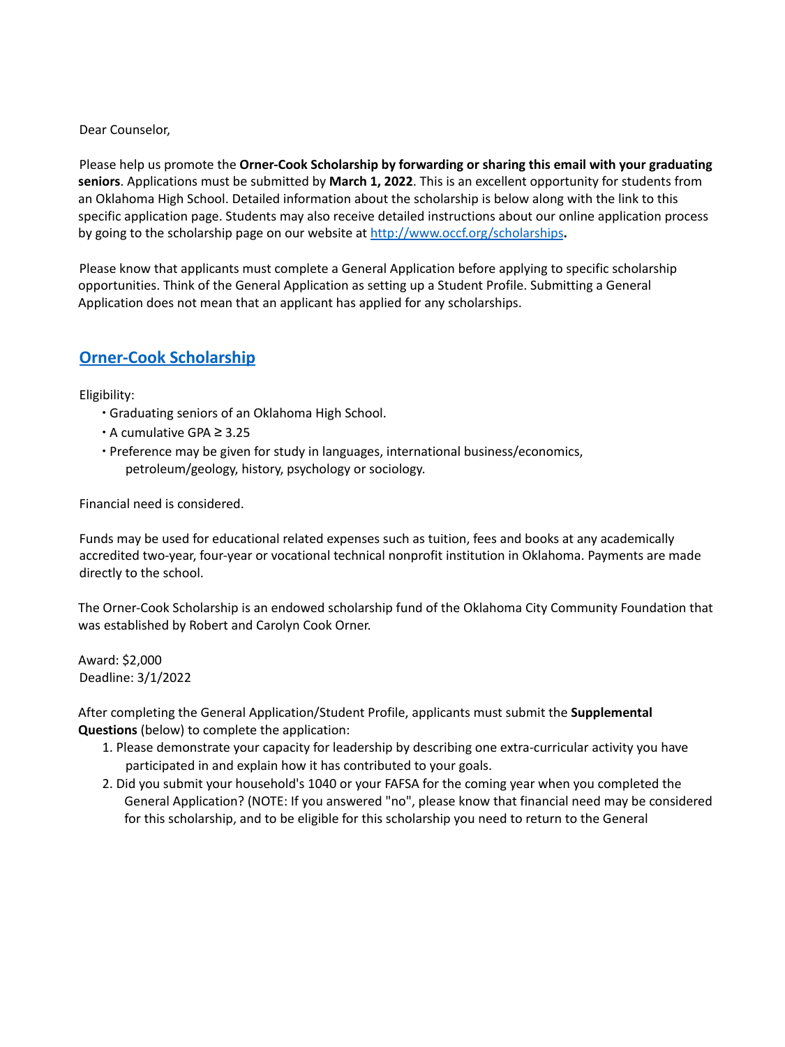Dear Counselor,

Please help us promote the **Orner-Cook Scholarship by forwarding or sharing this email with your graduating seniors**. Applications must be submitted by **March 1, 2022**. This is an excellent opportunity for students from an Oklahoma High School. Detailed information about the scholarship is below along with the link to this specific application page. Students may also receive detailed instructions about our online application process by going to the scholarship page on our website at [http://www.occf.org/scholarships](http://www.occf.org/scholarships)**.**

Please know that applicants must complete a General Application before applying to specific scholarship opportunities. Think of the General Application as setting up a Student Profile. Submitting a General Application does not mean that an applicant has applied for any scholarships.

## [Orner-Cook Scholarship]()

Eligibility:

- Graduating seniors of an Oklahoma High School.
- A cumulative GPA ≥ 3.25
- Preference may be given for study in languages, international business/economics, petroleum/geology, history, psychology or sociology.

Financial need is considered.

Funds may be used for educational related expenses such as tuition, fees and books at any academically accredited two-year, four-year or vocational technical nonprofit institution in Oklahoma. Payments are made directly to the school.

The Orner-Cook Scholarship is an endowed scholarship fund of the Oklahoma City Community Foundation that was established by Robert and Carolyn Cook Orner.

Award: $2,000
Deadline: 3/1/2022

After completing the General Application/Student Profile, applicants must submit the **Supplemental Questions** (below) to complete the application:

1. Please demonstrate your capacity for leadership by describing one extra-curricular activity you have participated in and explain how it has contributed to your goals.
2. Did you submit your household's 1040 or your FAFSA for the coming year when you completed the General Application? (NOTE: If you answered "no", please know that financial need may be considered for this scholarship, and to be eligible for this scholarship you need to return to the General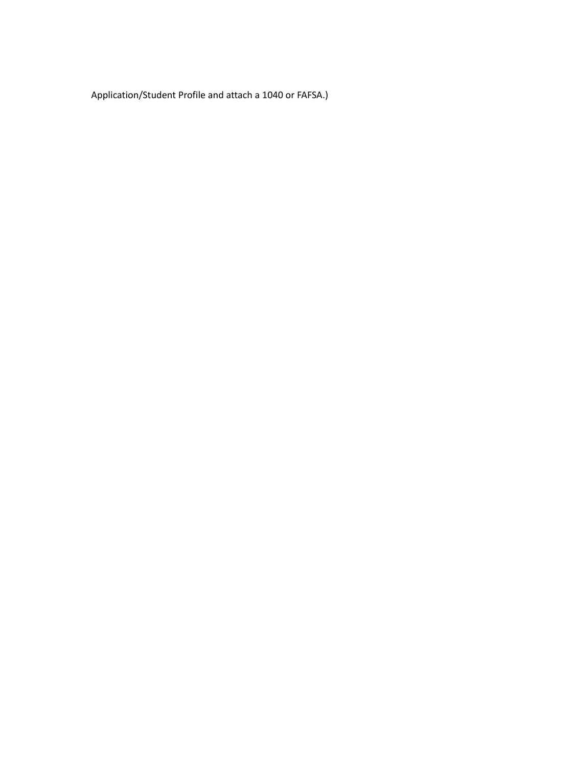Application/Student Profile and attach a 1040 or FAFSA.)